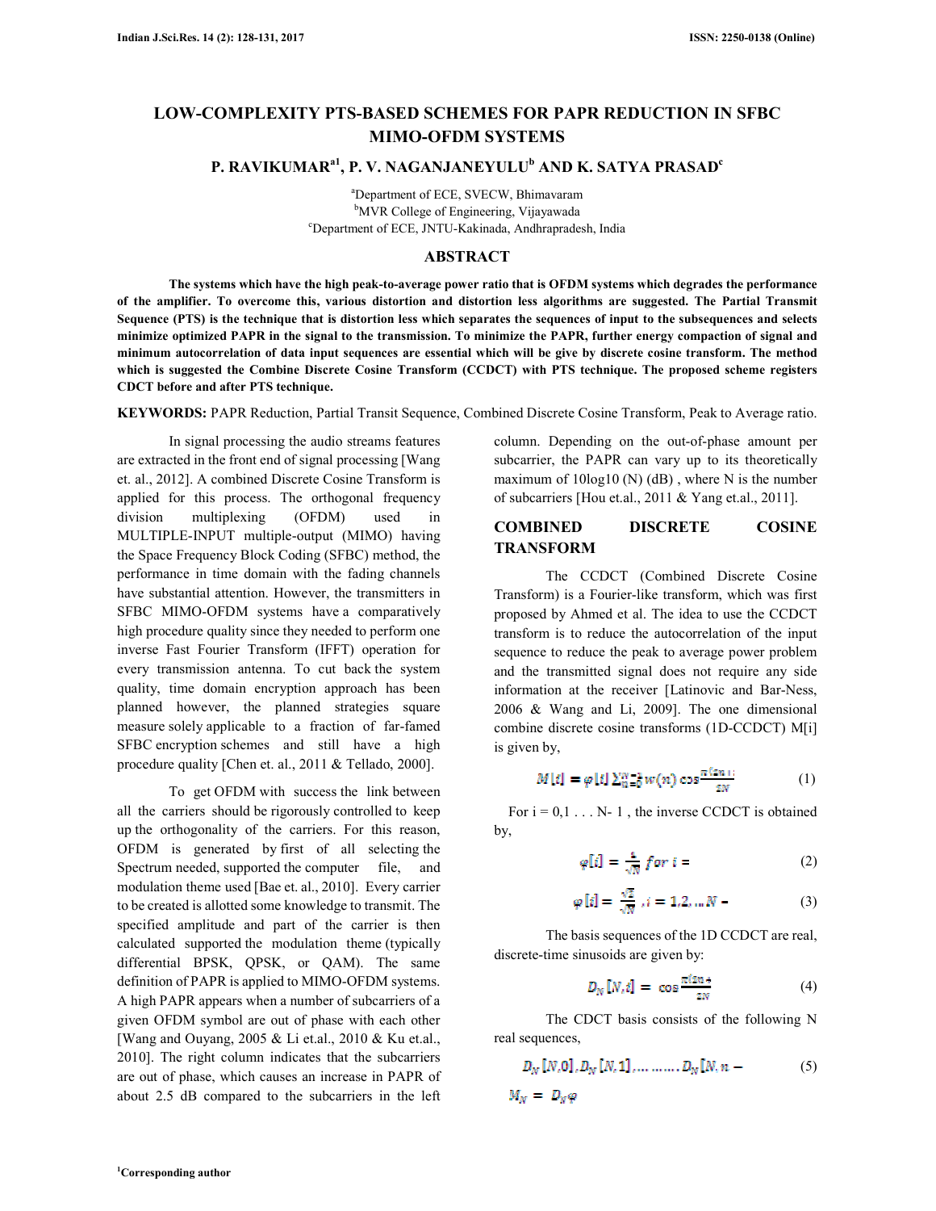# LOW-COMPLEXITY PTS-BASED SCHEMES FOR PAPR REDUCTION IN SFBC MIMO-OFDM SYSTEMS

**P. RAVIKUMAR[a1], P. V. NAGANJANEYULU[b] AND K. SATYA PRASAD[c]**

[a]Department of ECE, SVECW, Bhimavaram
[b]MVR College of Engineering, Vijayawada
[c]Department of ECE, JNTU-Kakinada, Andhrapradesh, India

## ABSTRACT

**The systems which have the high peak-to-average power ratio that is OFDM systems which degrades the performance of the amplifier. To overcome this, various distortion and distortion less algorithms are suggested. The Partial Transmit Sequence (PTS) is the technique that is distortion less which separates the sequences of input to the subsequences and selects minimize optimized PAPR in the signal to the transmission. To minimize the PAPR, further energy compaction of signal and minimum autocorrelation of data input sequences are essential which will be give by discrete cosine transform. The method which is suggested the Combine Discrete Cosine Transform (CCDCT) with PTS technique. The proposed scheme registers CDCT before and after PTS technique.**

**KEYWORDS:** PAPR Reduction, Partial Transit Sequence, Combined Discrete Cosine Transform, Peak to Average ratio.

In signal processing the audio streams features are extracted in the front end of signal processing [Wang et. al., 2012]. A combined Discrete Cosine Transform is applied for this process. The orthogonal frequency division multiplexing (OFDM) used in MULTIPLE-INPUT multiple-output (MIMO) having the Space Frequency Block Coding (SFBC) method, the performance in time domain with the fading channels have substantial attention. However, the transmitters in SFBC MIMO-OFDM systems have a comparatively high procedure quality since they needed to perform one inverse Fast Fourier Transform (IFFT) operation for every transmission antenna. To cut back the system quality, time domain encryption approach has been planned however, the planned strategies square measure solely applicable to a fraction of far-famed SFBC encryption schemes and still have a high procedure quality [Chen et. al., 2011 & Tellado, 2000].

To get OFDM with success the link between all the carriers should be rigorously controlled to keep up the orthogonality of the carriers. For this reason, OFDM is generated by first of all selecting the Spectrum needed, supported the computer file, and modulation theme used [Bae et. al., 2010]. Every carrier to be created is allotted some knowledge to transmit. The specified amplitude and part of the carrier is then calculated supported the modulation theme (typically differential BPSK, QPSK, or QAM). The same definition of PAPR is applied to MIMO-OFDM systems. A high PAPR appears when a number of subcarriers of a given OFDM symbol are out of phase with each other [Wang and Ouyang, 2005 & Li et.al., 2010 & Ku et.al., 2010]. The right column indicates that the subcarriers are out of phase, which causes an increase in PAPR of about 2.5 dB compared to the subcarriers in the left column. Depending on the out-of-phase amount per subcarrier, the PAPR can vary up to its theoretically maximum of 10log10 (N) (dB) , where N is the number of subcarriers [Hou et.al., 2011 & Yang et.al., 2011].

## COMBINED DISCRETE COSINE TRANSFORM

The CCDCT (Combined Discrete Cosine Transform) is a Fourier-like transform, which was first proposed by Ahmed et al. The idea to use the CCDCT transform is to reduce the autocorrelation of the input sequence to reduce the peak to average power problem and the transmitted signal does not require any side information at the receiver [Latinovic and Bar-Ness, 2006 & Wang and Li, 2009]. The one dimensional combine discrete cosine transforms (1D-CCDCT) M[i] is given by,

$$M[i] = \varphi[i] \sum_{n=0}^{N-1} w(n) \cos\frac{\pi(2n+1)}{2N} \qquad (1)$$

For i = 0,1 . . . N- 1 , the inverse CCDCT is obtained by,

$$\varphi[i] = \frac{1}{\sqrt{N}} \; for \; i = \qquad (2)$$

$$\varphi[i] = \frac{\sqrt{2}}{\sqrt{N}} \; , i = 1,2, \ldots N - \qquad (3)$$

The basis sequences of the 1D CCDCT are real, discrete-time sinusoids are given by:

$$D_N[N,i] = \cos\frac{\pi(2n+}{2N} \qquad (4)$$

The CDCT basis consists of the following N real sequences,

$$D_N[N,0], D_N[N,1], \ldots\ldots\ldots D_N[N, n - \qquad (5)$$

$$M_N = D_N\varphi$$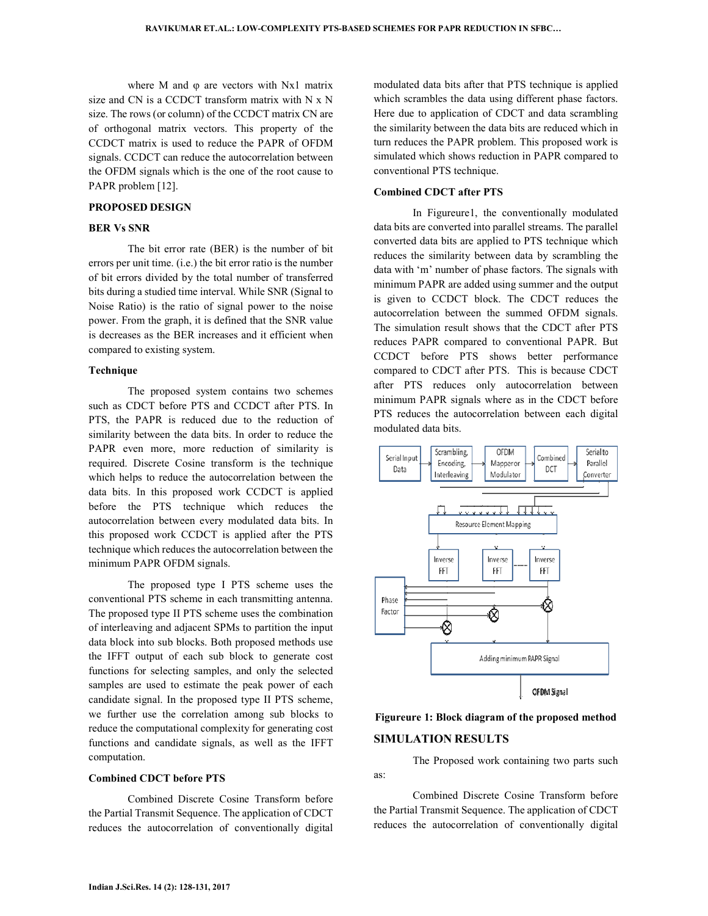where M and φ are vectors with Nx1 matrix size and CN is a CCDCT transform matrix with N x N size. The rows (or column) of the CCDCT matrix CN are of orthogonal matrix vectors. This property of the CCDCT matrix is used to reduce the PAPR of OFDM signals. CCDCT can reduce the autocorrelation between the OFDM signals which is the one of the root cause to PAPR problem [12].

## PROPOSED DESIGN

### BER Vs SNR

The bit error rate (BER) is the number of bit errors per unit time. (i.e.) the bit error ratio is the number of bit errors divided by the total number of transferred bits during a studied time interval. While SNR (Signal to Noise Ratio) is the ratio of signal power to the noise power. From the graph, it is defined that the SNR value is decreases as the BER increases and it efficient when compared to existing system.

### Technique

The proposed system contains two schemes such as CDCT before PTS and CCDCT after PTS. In PTS, the PAPR is reduced due to the reduction of similarity between the data bits. In order to reduce the PAPR even more, more reduction of similarity is required. Discrete Cosine transform is the technique which helps to reduce the autocorrelation between the data bits. In this proposed work CCDCT is applied before the PTS technique which reduces the autocorrelation between every modulated data bits. In this proposed work CCDCT is applied after the PTS technique which reduces the autocorrelation between the minimum PAPR OFDM signals.

The proposed type I PTS scheme uses the conventional PTS scheme in each transmitting antenna. The proposed type II PTS scheme uses the combination of interleaving and adjacent SPMs to partition the input data block into sub blocks. Both proposed methods use the IFFT output of each sub block to generate cost functions for selecting samples, and only the selected samples are used to estimate the peak power of each candidate signal. In the proposed type II PTS scheme, we further use the correlation among sub blocks to reduce the computational complexity for generating cost functions and candidate signals, as well as the IFFT computation.

### Combined CDCT before PTS

Combined Discrete Cosine Transform before the Partial Transmit Sequence. The application of CDCT reduces the autocorrelation of conventionally digital modulated data bits after that PTS technique is applied which scrambles the data using different phase factors. Here due to application of CDCT and data scrambling the similarity between the data bits are reduced which in turn reduces the PAPR problem. This proposed work is simulated which shows reduction in PAPR compared to conventional PTS technique.

### Combined CDCT after PTS

In Figureure1, the conventionally modulated data bits are converted into parallel streams. The parallel converted data bits are applied to PTS technique which reduces the similarity between data by scrambling the data with 'm' number of phase factors. The signals with minimum PAPR are added using summer and the output is given to CCDCT block. The CDCT reduces the autocorrelation between the summed OFDM signals. The simulation result shows that the CDCT after PTS reduces PAPR compared to conventional PAPR. But CCDCT before PTS shows better performance compared to CDCT after PTS. This is because CDCT after PTS reduces only autocorrelation between minimum PAPR signals where as in the CDCT before PTS reduces the autocorrelation between each digital modulated data bits.

**Figureure 1: Block diagram of the proposed method**

## SIMULATION RESULTS

The Proposed work containing two parts such as:

Combined Discrete Cosine Transform before the Partial Transmit Sequence. The application of CDCT reduces the autocorrelation of conventionally digital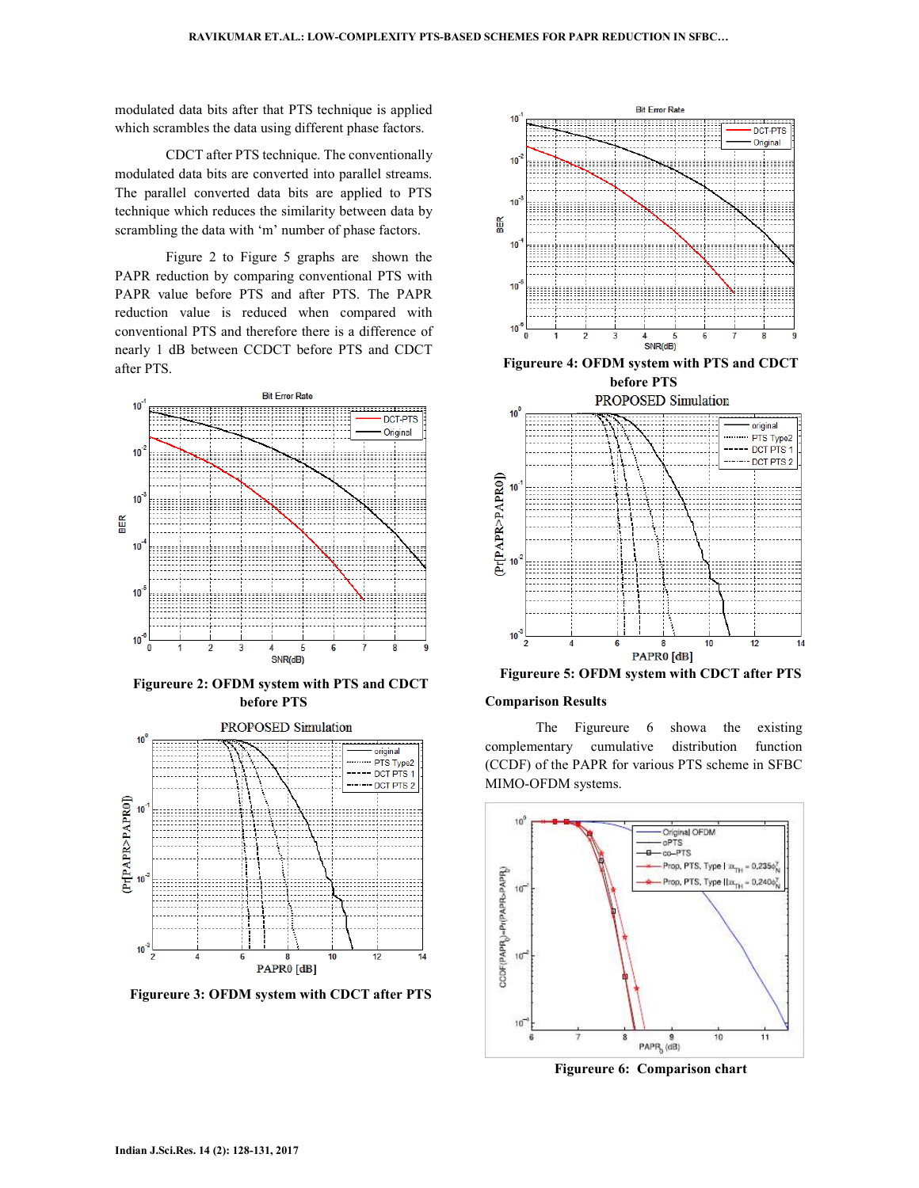modulated data bits after that PTS technique is applied which scrambles the data using different phase factors.

CDCT after PTS technique. The conventionally modulated data bits are converted into parallel streams. The parallel converted data bits are applied to PTS technique which reduces the similarity between data by scrambling the data with 'm' number of phase factors.

Figure 2 to Figure 5 graphs are shown the PAPR reduction by comparing conventional PTS with PAPR value before PTS and after PTS. The PAPR reduction value is reduced when compared with conventional PTS and therefore there is a difference of nearly 1 dB between CCDCT before PTS and CDCT after PTS.

**Figureure 2: OFDM system with PTS and CDCT before PTS**

**Figureure 3: OFDM system with CDCT after PTS**

**Figureure 4: OFDM system with PTS and CDCT before PTS**

**Figureure 5: OFDM system with CDCT after PTS**

**Comparison Results**

The Figureure 6 showa the existing complementary cumulative distribution function (CCDF) of the PAPR for various PTS scheme in SFBC MIMO-OFDM systems.

**Figureure 6: Comparison chart**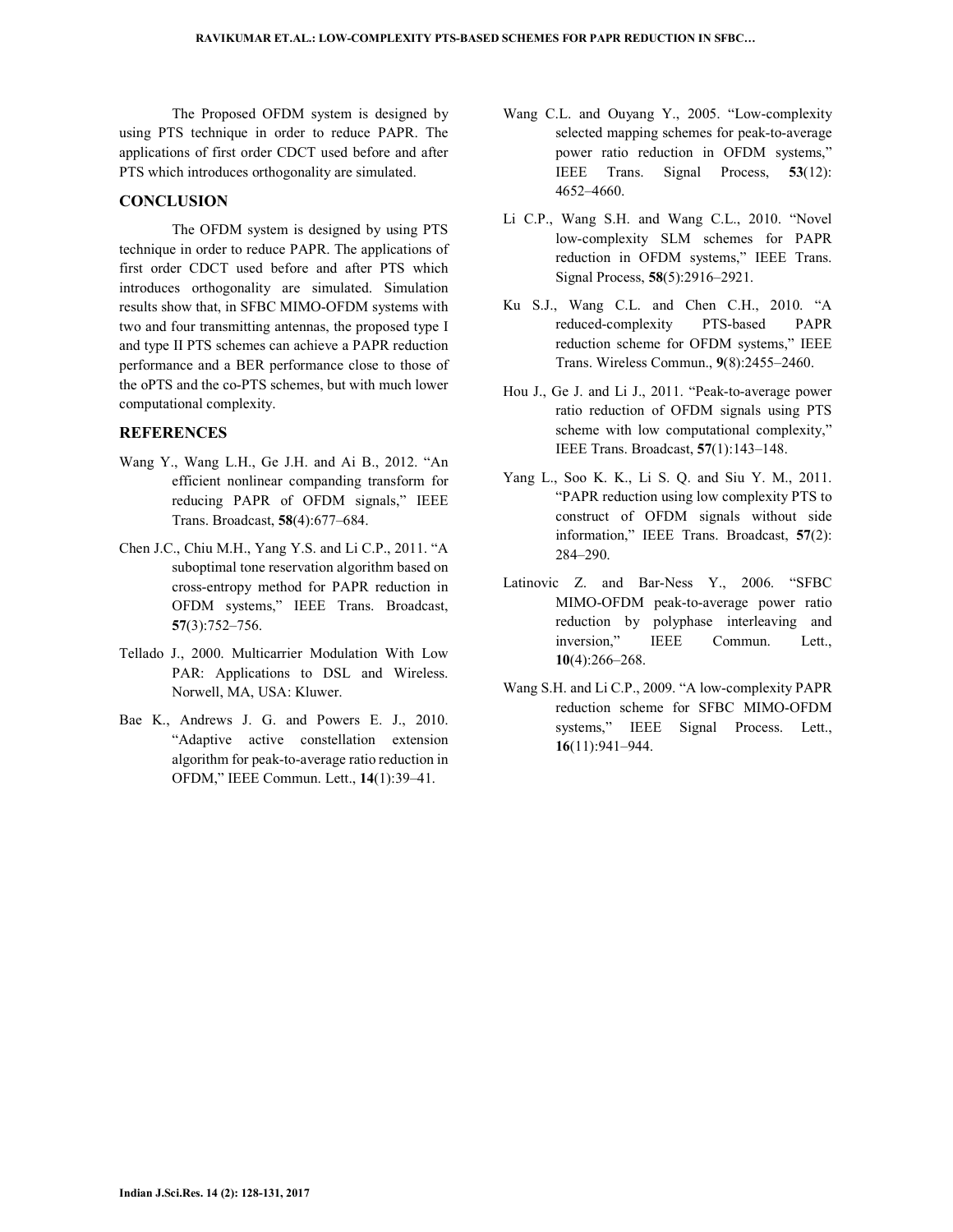The Proposed OFDM system is designed by using PTS technique in order to reduce PAPR. The applications of first order CDCT used before and after PTS which introduces orthogonality are simulated.

## CONCLUSION

The OFDM system is designed by using PTS technique in order to reduce PAPR. The applications of first order CDCT used before and after PTS which introduces orthogonality are simulated. Simulation results show that, in SFBC MIMO-OFDM systems with two and four transmitting antennas, the proposed type I and type II PTS schemes can achieve a PAPR reduction performance and a BER performance close to those of the oPTS and the co-PTS schemes, but with much lower computational complexity.

## REFERENCES

Wang Y., Wang L.H., Ge J.H. and Ai B., 2012. "An efficient nonlinear companding transform for reducing PAPR of OFDM signals," IEEE Trans. Broadcast, **58**(4):677–684.

Chen J.C., Chiu M.H., Yang Y.S. and Li C.P., 2011. "A suboptimal tone reservation algorithm based on cross-entropy method for PAPR reduction in OFDM systems," IEEE Trans. Broadcast, **57**(3):752–756.

Tellado J., 2000. Multicarrier Modulation With Low PAR: Applications to DSL and Wireless. Norwell, MA, USA: Kluwer.

Bae K., Andrews J. G. and Powers E. J., 2010. "Adaptive active constellation extension algorithm for peak-to-average ratio reduction in OFDM," IEEE Commun. Lett., **14**(1):39–41.

Wang C.L. and Ouyang Y., 2005. "Low-complexity selected mapping schemes for peak-to-average power ratio reduction in OFDM systems," IEEE Trans. Signal Process, **53**(12): 4652–4660.

Li C.P., Wang S.H. and Wang C.L., 2010. "Novel low-complexity SLM schemes for PAPR reduction in OFDM systems," IEEE Trans. Signal Process, **58**(5):2916–2921.

Ku S.J., Wang C.L. and Chen C.H., 2010. "A reduced-complexity PTS-based PAPR reduction scheme for OFDM systems," IEEE Trans. Wireless Commun., **9**(8):2455–2460.

Hou J., Ge J. and Li J., 2011. "Peak-to-average power ratio reduction of OFDM signals using PTS scheme with low computational complexity," IEEE Trans. Broadcast, **57**(1):143–148.

Yang L., Soo K. K., Li S. Q. and Siu Y. M., 2011. "PAPR reduction using low complexity PTS to construct of OFDM signals without side information," IEEE Trans. Broadcast, **57**(2): 284–290.

Latinovic Z. and Bar-Ness Y., 2006. "SFBC MIMO-OFDM peak-to-average power ratio reduction by polyphase interleaving and inversion," IEEE Commun. Lett., **10**(4):266–268.

Wang S.H. and Li C.P., 2009. "A low-complexity PAPR reduction scheme for SFBC MIMO-OFDM systems," IEEE Signal Process. Lett., **16**(11):941–944.